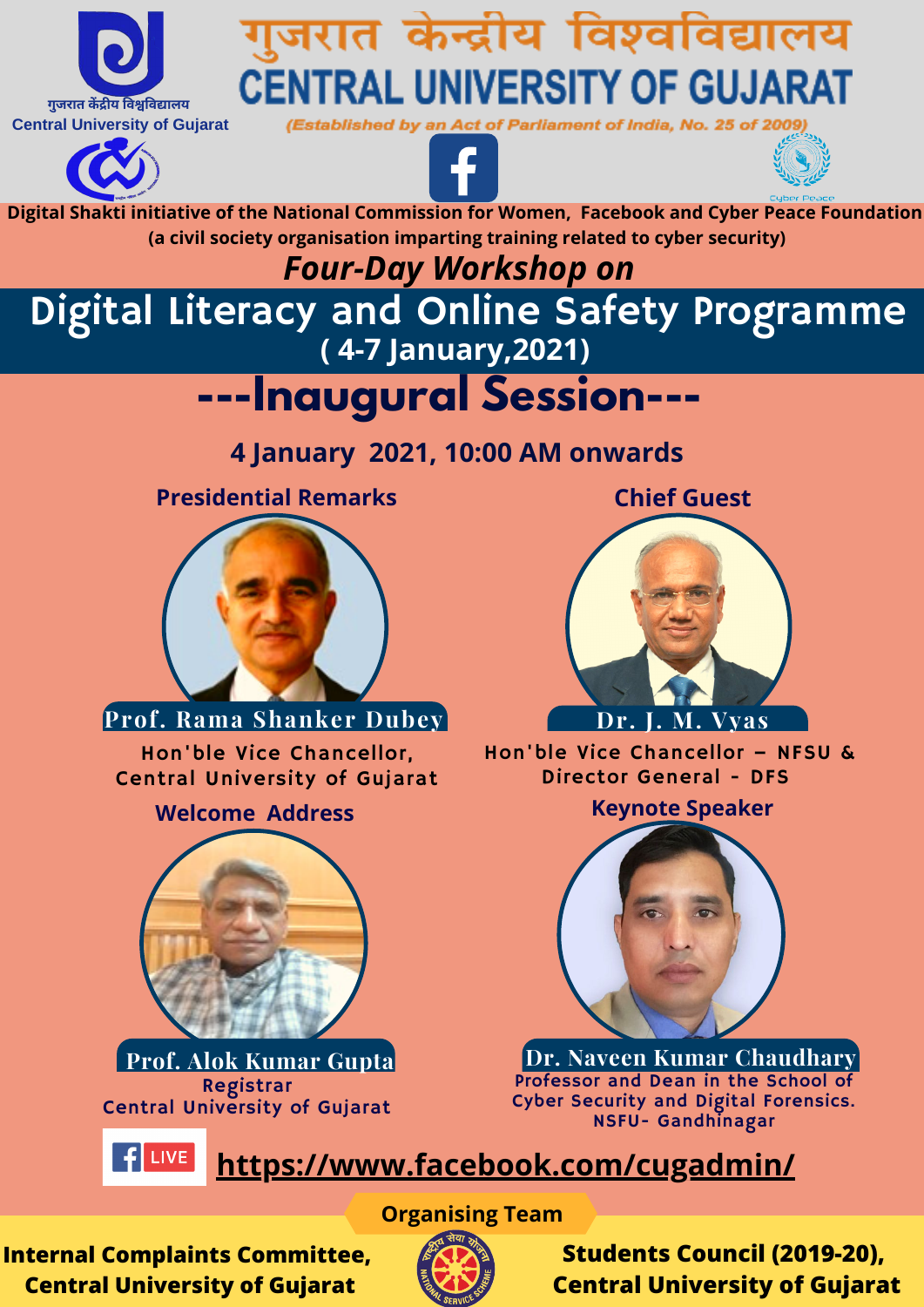गुजरात केंद्रीय विश्वविद्यालय
Central University of Gujarat

# गुजरात केन्द्रीय विश्वविद्यालय
# CENTRAL UNIVERSITY OF GUJARAT

*(Established by an Act of Parliament of India, No. 25 of 2009)*

Cyber Peace

**Digital Shakti initiative of the National Commission for Women, Facebook and Cyber Peace Foundation**
**(a civil society organisation imparting training related to cyber security)**

***Four-Day Workshop on***

## Digital Literacy and Online Safety Programme

**( 4-7 January,2021)**

## ---Inaugural Session---

**4 January 2021, 10:00 AM onwards**

**Presidential Remarks**

**Prof. Rama Shanker Dubey**
Hon'ble Vice Chancellor,
Central University of Gujarat

**Chief Guest**

**Dr. J. M. Vyas**
Hon'ble Vice Chancellor – NFSU &
Director General - DFS

**Welcome Address**

**Prof. Alok Kumar Gupta**
Registrar
Central University of Gujarat

**Keynote Speaker**

**Dr. Naveen Kumar Chaudhary**
Professor and Dean in the School of
Cyber Security and Digital Forensics.
NSFU- Gandhinagar

LIVE **https://www.facebook.com/cugadmin/**

**Organising Team**

**Internal Complaints Committee,**
**Central University of Gujarat**

राष्ट्रीय सेवा योजना
NATIONAL SERVICE SCHEME

**Students Council (2019-20),**
**Central University of Gujarat**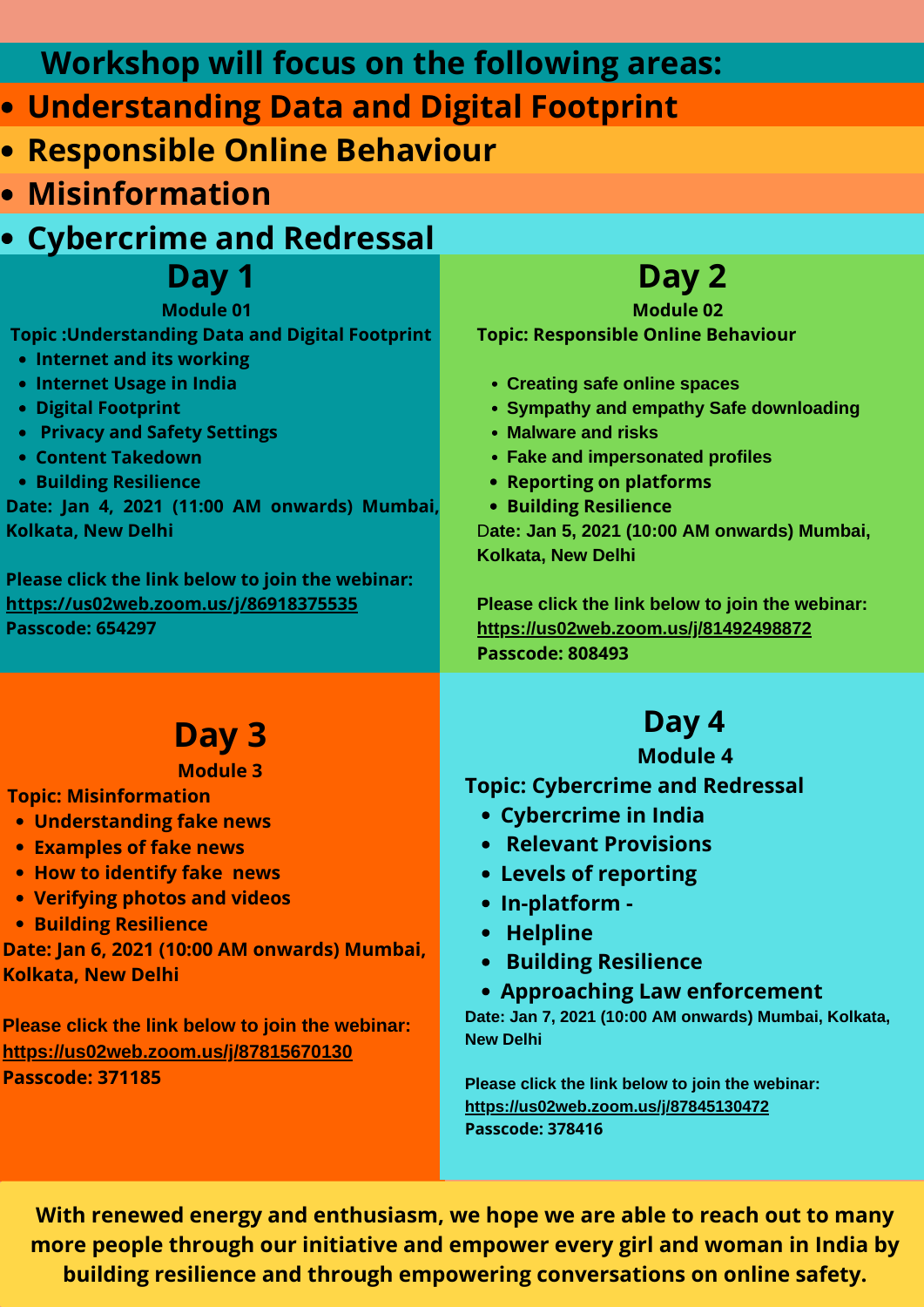## Workshop will focus on the following areas:

- **Understanding Data and Digital Footprint**
- **Responsible Online Behaviour**
- **Misinformation**
- **Cybercrime and Redressal**

## Day 1

**Module 01**

**Topic :Understanding Data and Digital Footprint**

- Internet and its working
- Internet Usage in India
- Digital Footprint
- Privacy and Safety Settings
- Content Takedown
- Building Resilience

**Date: Jan 4, 2021 (11:00 AM onwards) Mumbai, Kolkata, New Delhi**

**Please click the link below to join the webinar:**
**https://us02web.zoom.us/j/86918375535**
**Passcode: 654297**

## Day 2

**Module 02**

**Topic: Responsible Online Behaviour**

- Creating safe online spaces
- Sympathy and empathy Safe downloading
- Malware and risks
- Fake and impersonated profiles
- Reporting on platforms
- Building Resilience

**Date: Jan 5, 2021 (10:00 AM onwards) Mumbai, Kolkata, New Delhi**

**Please click the link below to join the webinar:**
**https://us02web.zoom.us/j/81492498872**
**Passcode: 808493**

## Day 3

**Module 3**

**Topic: Misinformation**

- Understanding fake news
- Examples of fake news
- How to identify fake news
- Verifying photos and videos
- Building Resilience

**Date: Jan 6, 2021 (10:00 AM onwards) Mumbai, Kolkata, New Delhi**

**Please click the link below to join the webinar:**
**https://us02web.zoom.us/j/87815670130**
**Passcode: 371185**

## Day 4

**Module 4**

**Topic: Cybercrime and Redressal**

- Cybercrime in India
- Relevant Provisions
- Levels of reporting
- In-platform -
- Helpline
- Building Resilience
- Approaching Law enforcement

**Date: Jan 7, 2021 (10:00 AM onwards) Mumbai, Kolkata, New Delhi**

**Please click the link below to join the webinar:**
**https://us02web.zoom.us/j/87845130472**
**Passcode: 378416**

**With renewed energy and enthusiasm, we hope we are able to reach out to many more people through our initiative and empower every girl and woman in India by building resilience and through empowering conversations on online safety.**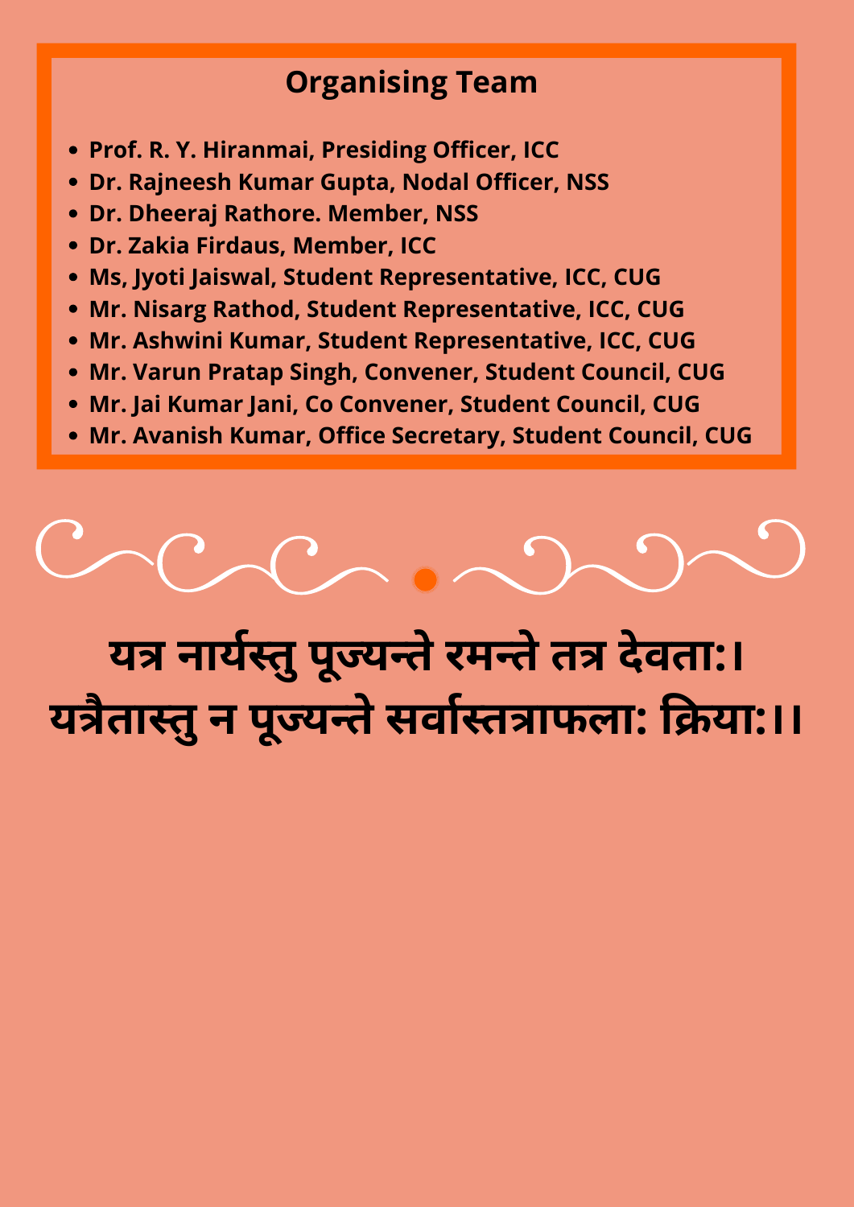## Organising Team

- Prof. R. Y. Hiranmai, Presiding Officer, ICC
- Dr. Rajneesh Kumar Gupta, Nodal Officer, NSS
- Dr. Dheeraj Rathore. Member, NSS
- Dr. Zakia Firdaus, Member, ICC
- Ms, Jyoti Jaiswal, Student Representative, ICC, CUG
- Mr. Nisarg Rathod, Student Representative, ICC, CUG
- Mr. Ashwini Kumar, Student Representative, ICC, CUG
- Mr. Varun Pratap Singh, Convener, Student Council, CUG
- Mr. Jai Kumar Jani, Co Convener, Student Council, CUG
- Mr. Avanish Kumar, Office Secretary, Student Council, CUG

**यत्र नार्यस्तु पूज्यन्ते रमन्ते तत्र देवता:।**
**यत्रैतास्तु न पूज्यन्ते सर्वास्तत्राफला: क्रिया:।।**